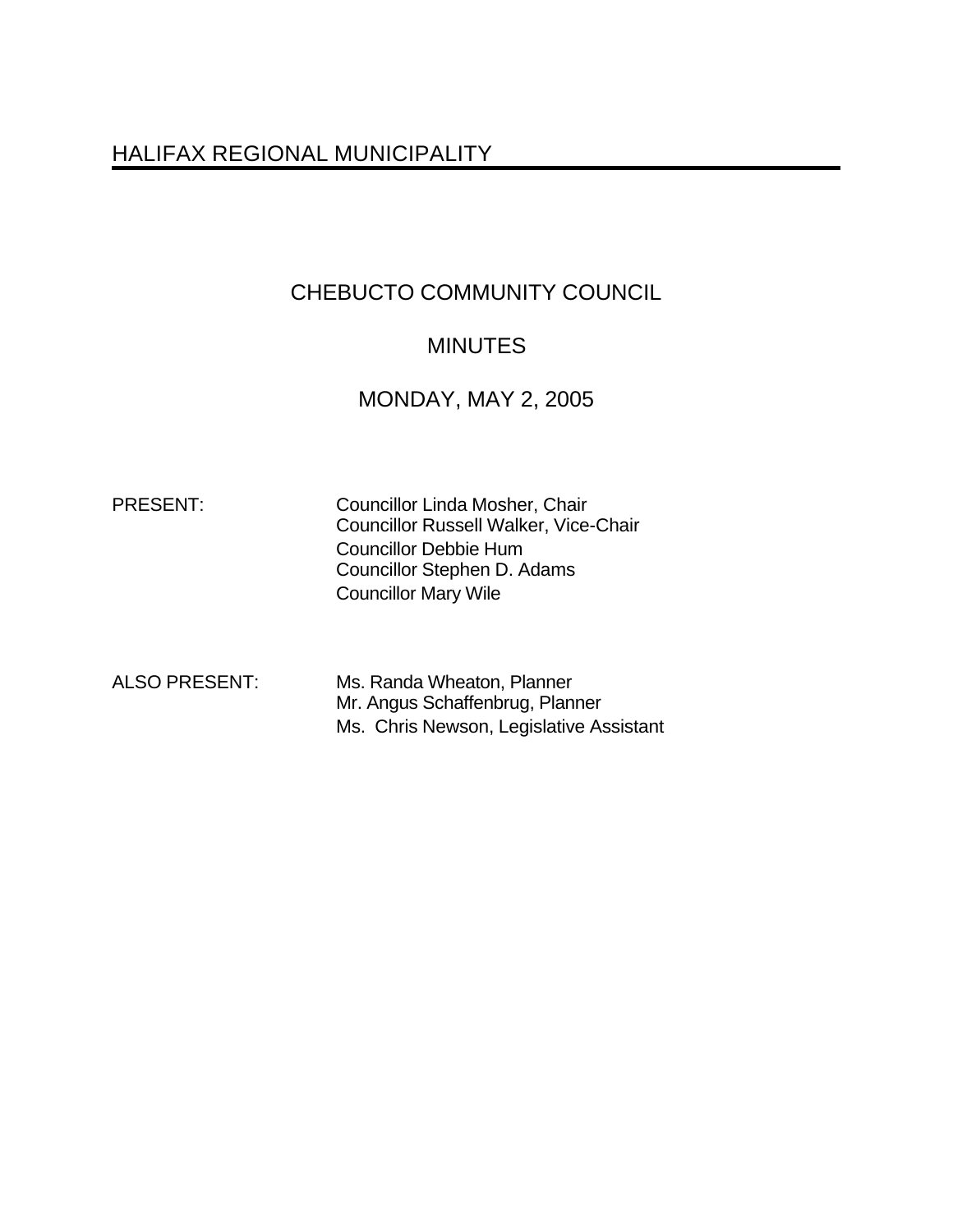# HALIFAX REGIONAL MUNICIPALITY

## CHEBUCTO COMMUNITY COUNCIL

## MINUTES

## MONDAY, MAY 2, 2005

PRESENT: Councillor Linda Mosher, Chair
Councillor Russell Walker, Vice-Chair
Councillor Debbie Hum
Councillor Stephen D. Adams
Councillor Mary Wile

ALSO PRESENT: Ms. Randa Wheaton, Planner
Mr. Angus Schaffenbrug, Planner
Ms. Chris Newson, Legislative Assistant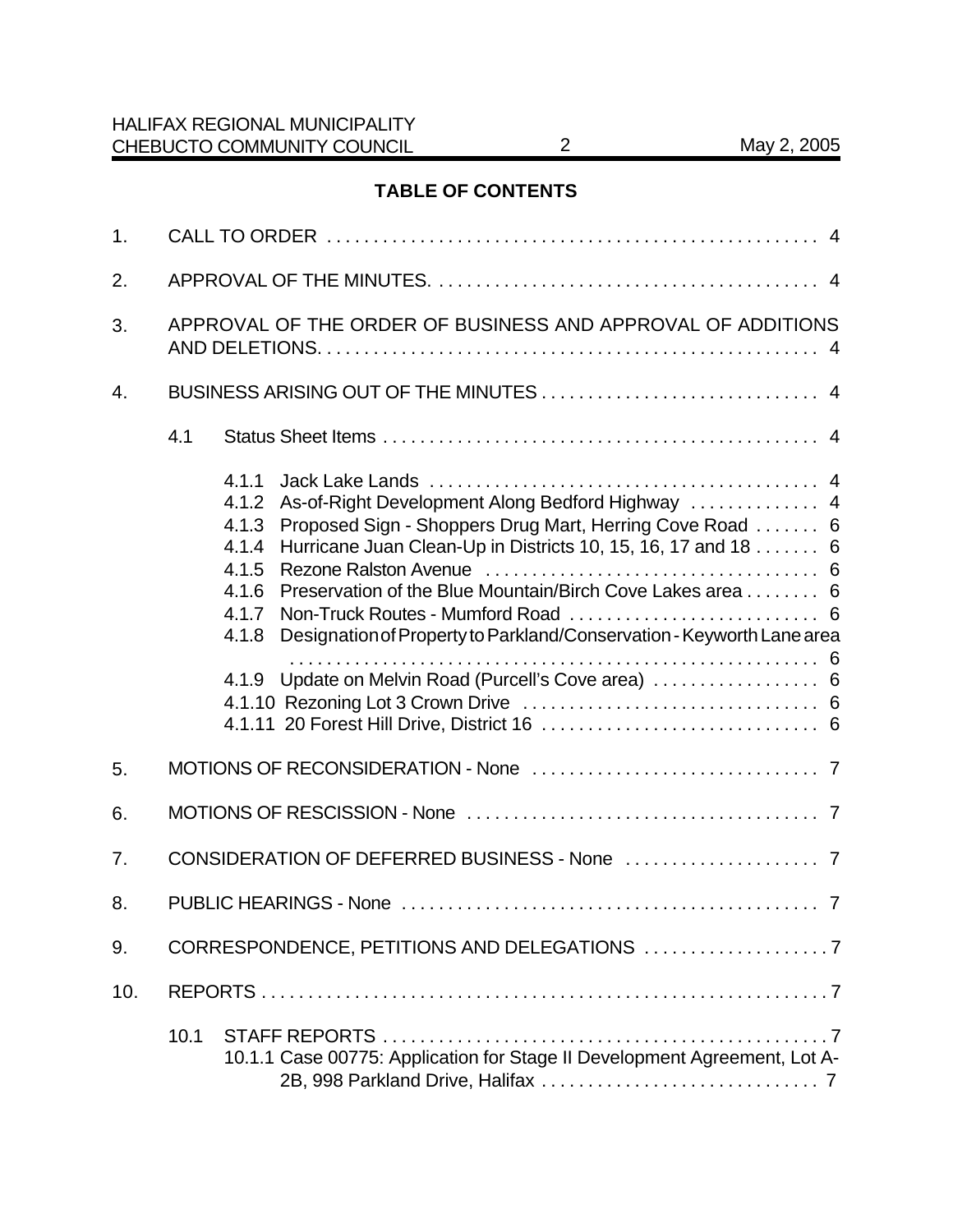## TABLE OF CONTENTS

1. CALL TO ORDER . . . . . . . . . . . . . . . . . . . . . . . . . . . . . . . . . . . . . . . . . . . . . . . . . . . . 4

2. APPROVAL OF THE MINUTES. . . . . . . . . . . . . . . . . . . . . . . . . . . . . . . . . . . . . . . . . . 4

3. APPROVAL OF THE ORDER OF BUSINESS AND APPROVAL OF ADDITIONS AND DELETIONS. . . . . . . . . . . . . . . . . . . . . . . . . . . . . . . . . . . . . . . . . . . . . . . . . . . . 4

4. BUSINESS ARISING OUT OF THE MINUTES . . . . . . . . . . . . . . . . . . . . . . . . . . . . . . 4

   4.1 Status Sheet Items . . . . . . . . . . . . . . . . . . . . . . . . . . . . . . . . . . . . . . . . . . . . . . . 4

      4.1.1 Jack Lake Lands . . . . . . . . . . . . . . . . . . . . . . . . . . . . . . . . . . . . . . . . . . 4
      4.1.2 As-of-Right Development Along Bedford Highway . . . . . . . . . . . . . . 4
      4.1.3 Proposed Sign - Shoppers Drug Mart, Herring Cove Road . . . . . . . 6
      4.1.4 Hurricane Juan Clean-Up in Districts 10, 15, 16, 17 and 18 . . . . . . . 6
      4.1.5 Rezone Ralston Avenue . . . . . . . . . . . . . . . . . . . . . . . . . . . . . . . . . . . . 6
      4.1.6 Preservation of the Blue Mountain/Birch Cove Lakes area . . . . . . . . 6
      4.1.7 Non-Truck Routes - Mumford Road . . . . . . . . . . . . . . . . . . . . . . . . . . 6
      4.1.8 Designation of Property to Parkland/Conservation - Keyworth Lane area . . . . . . . . . . . . . . . . . . . . . . . . . . . . . . . . . . . . . . . . . . . . . . . . . . . . . . . . . . 6
      4.1.9 Update on Melvin Road (Purcell's Cove area) . . . . . . . . . . . . . . . . . . 6
      4.1.10 Rezoning Lot 3 Crown Drive . . . . . . . . . . . . . . . . . . . . . . . . . . . . . . . . 6
      4.1.11 20 Forest Hill Drive, District 16 . . . . . . . . . . . . . . . . . . . . . . . . . . . . . . 6

5. MOTIONS OF RECONSIDERATION - None . . . . . . . . . . . . . . . . . . . . . . . . . . . . . . . 7

6. MOTIONS OF RESCISSION - None . . . . . . . . . . . . . . . . . . . . . . . . . . . . . . . . . . . . . . 7

7. CONSIDERATION OF DEFERRED BUSINESS - None . . . . . . . . . . . . . . . . . . . . . 7

8. PUBLIC HEARINGS - None . . . . . . . . . . . . . . . . . . . . . . . . . . . . . . . . . . . . . . . . . . . . . 7

9. CORRESPONDENCE, PETITIONS AND DELEGATIONS . . . . . . . . . . . . . . . . . . . . 7

10. REPORTS . . . . . . . . . . . . . . . . . . . . . . . . . . . . . . . . . . . . . . . . . . . . . . . . . . . . . . . . . . . . 7

   10.1 STAFF REPORTS . . . . . . . . . . . . . . . . . . . . . . . . . . . . . . . . . . . . . . . . . . . . . . . . 7
      10.1.1 Case 00775: Application for Stage II Development Agreement, Lot A-2B, 998 Parkland Drive, Halifax . . . . . . . . . . . . . . . . . . . . . . . . . . . . . . 7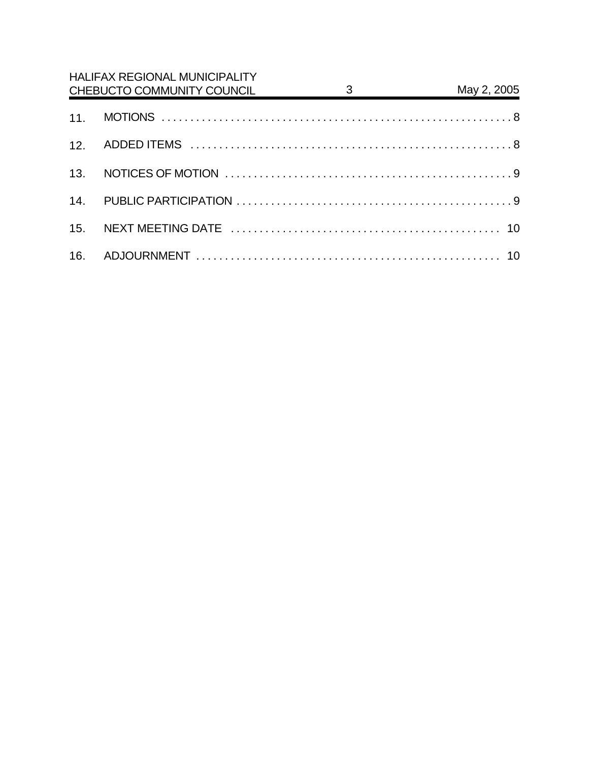11. MOTIONS . . . . . . . . . . . . . . . . . . . . . . . . . . . . . . . . . . . . . . . . . . . . . . . . . . . . . . . . . . . . . . 8

12. ADDED ITEMS . . . . . . . . . . . . . . . . . . . . . . . . . . . . . . . . . . . . . . . . . . . . . . . . . . . . . . . . . 8

13. NOTICES OF MOTION . . . . . . . . . . . . . . . . . . . . . . . . . . . . . . . . . . . . . . . . . . . . . . . . . . 9

14. PUBLIC PARTICIPATION . . . . . . . . . . . . . . . . . . . . . . . . . . . . . . . . . . . . . . . . . . . . . . . . 9

15. NEXT MEETING DATE . . . . . . . . . . . . . . . . . . . . . . . . . . . . . . . . . . . . . . . . . . . . . . . 10

16. ADJOURNMENT . . . . . . . . . . . . . . . . . . . . . . . . . . . . . . . . . . . . . . . . . . . . . . . . . . . . 10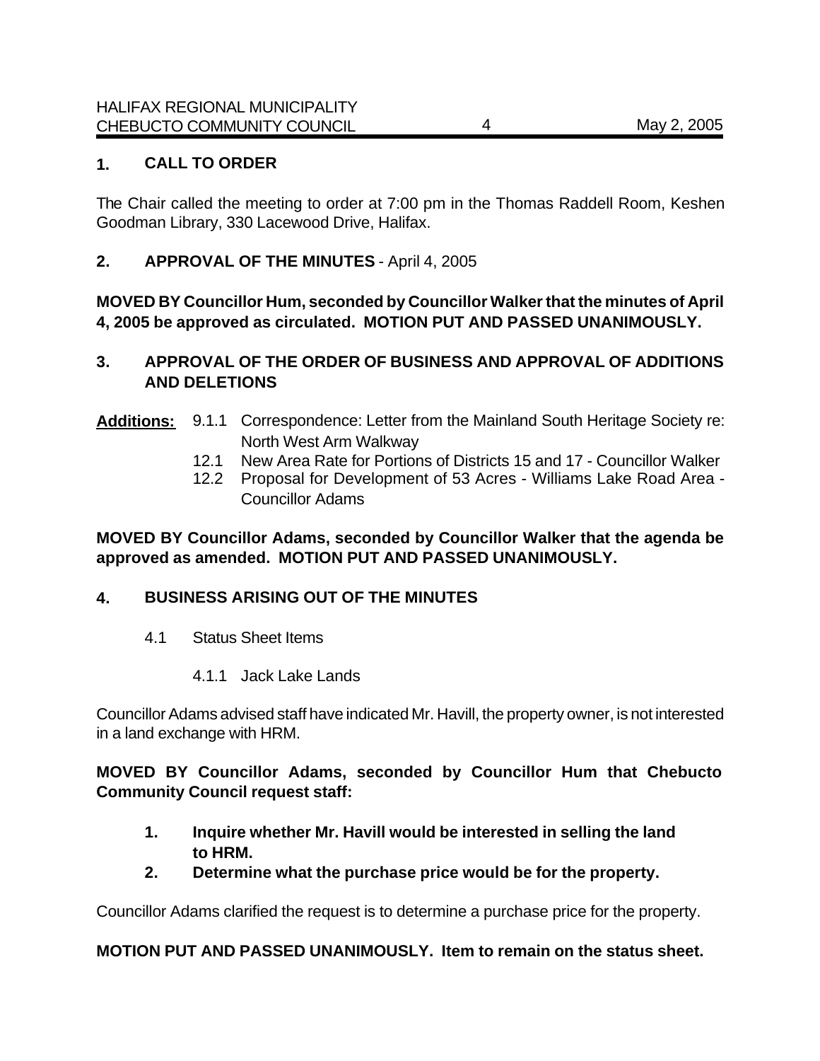## 1. CALL TO ORDER

The Chair called the meeting to order at 7:00 pm in the Thomas Raddell Room, Keshen Goodman Library, 330 Lacewood Drive, Halifax.

## 2. APPROVAL OF THE MINUTES - April 4, 2005

**MOVED BY Councillor Hum, seconded by Councillor Walker that the minutes of April 4, 2005 be approved as circulated. MOTION PUT AND PASSED UNANIMOUSLY.**

## 3. APPROVAL OF THE ORDER OF BUSINESS AND APPROVAL OF ADDITIONS AND DELETIONS

**Additions:**

- 9.1.1 Correspondence: Letter from the Mainland South Heritage Society re: North West Arm Walkway
- 12.1 New Area Rate for Portions of Districts 15 and 17 - Councillor Walker
- 12.2 Proposal for Development of 53 Acres - Williams Lake Road Area - Councillor Adams

**MOVED BY Councillor Adams, seconded by Councillor Walker that the agenda be approved as amended. MOTION PUT AND PASSED UNANIMOUSLY.**

## 4. BUSINESS ARISING OUT OF THE MINUTES

4.1 Status Sheet Items

4.1.1 Jack Lake Lands

Councillor Adams advised staff have indicated Mr. Havill, the property owner, is not interested in a land exchange with HRM.

**MOVED BY Councillor Adams, seconded by Councillor Hum that Chebucto Community Council request staff:**

1. **Inquire whether Mr. Havill would be interested in selling the land to HRM.**
2. **Determine what the purchase price would be for the property.**

Councillor Adams clarified the request is to determine a purchase price for the property.

**MOTION PUT AND PASSED UNANIMOUSLY. Item to remain on the status sheet.**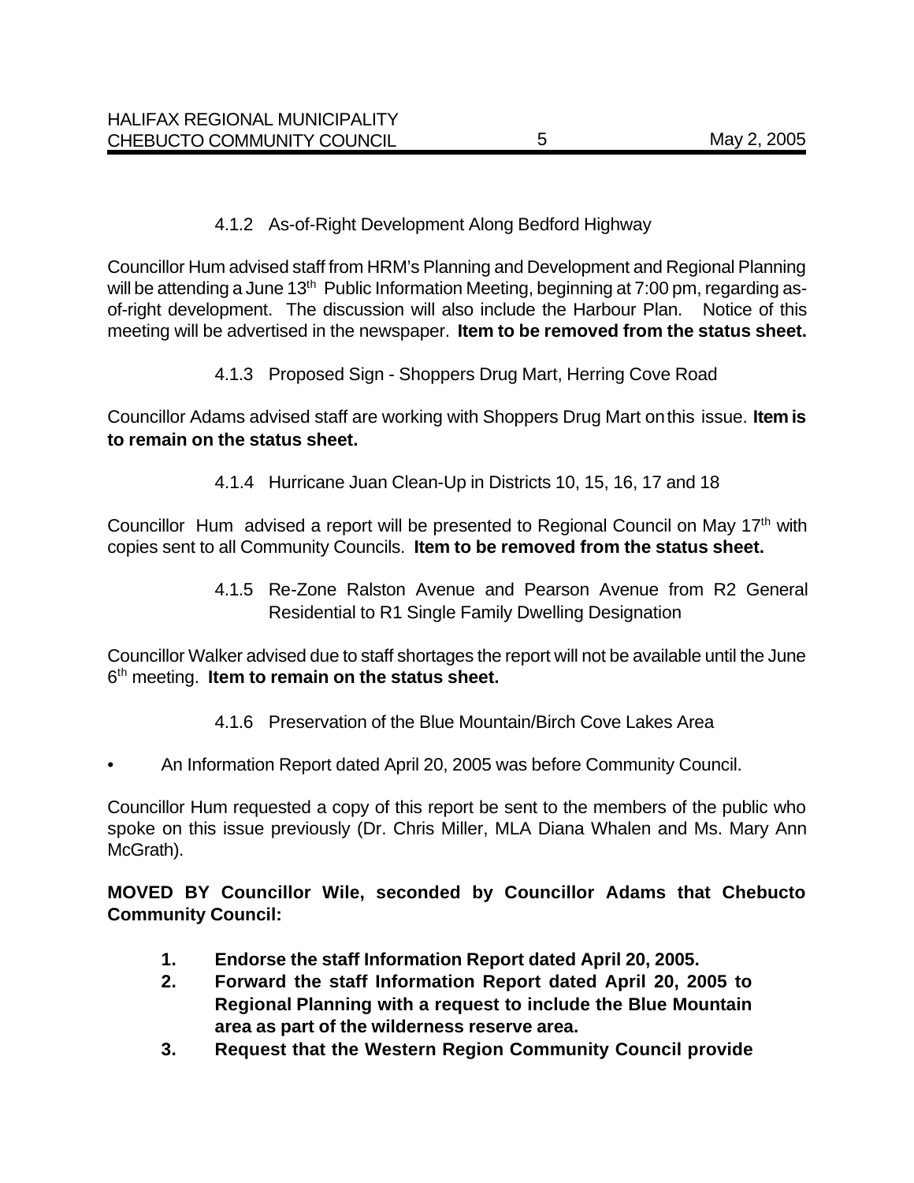4.1.2 As-of-Right Development Along Bedford Highway

Councillor Hum advised staff from HRM's Planning and Development and Regional Planning will be attending a June 13th Public Information Meeting, beginning at 7:00 pm, regarding as-of-right development. The discussion will also include the Harbour Plan. Notice of this meeting will be advertised in the newspaper. **Item to be removed from the status sheet.**

4.1.3 Proposed Sign - Shoppers Drug Mart, Herring Cove Road

Councillor Adams advised staff are working with Shoppers Drug Mart on this issue. **Item is to remain on the status sheet.**

4.1.4 Hurricane Juan Clean-Up in Districts 10, 15, 16, 17 and 18

Councillor Hum advised a report will be presented to Regional Council on May 17th with copies sent to all Community Councils. **Item to be removed from the status sheet.**

4.1.5 Re-Zone Ralston Avenue and Pearson Avenue from R2 General Residential to R1 Single Family Dwelling Designation

Councillor Walker advised due to staff shortages the report will not be available until the June 6th meeting. **Item to remain on the status sheet.**

4.1.6 Preservation of the Blue Mountain/Birch Cove Lakes Area

- An Information Report dated April 20, 2005 was before Community Council.

Councillor Hum requested a copy of this report be sent to the members of the public who spoke on this issue previously (Dr. Chris Miller, MLA Diana Whalen and Ms. Mary Ann McGrath).

**MOVED BY Councillor Wile, seconded by Councillor Adams that Chebucto Community Council:**

1. **Endorse the staff Information Report dated April 20, 2005.**
2. **Forward the staff Information Report dated April 20, 2005 to Regional Planning with a request to include the Blue Mountain area as part of the wilderness reserve area.**
3. **Request that the Western Region Community Council provide**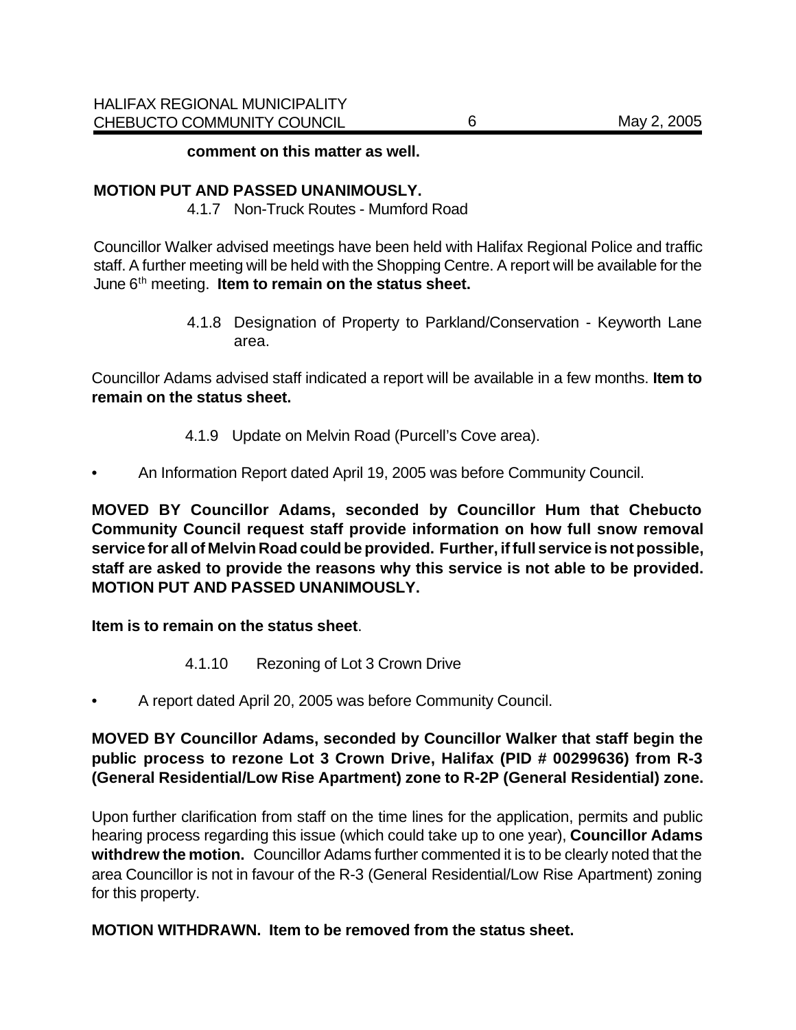**comment on this matter as well.**

**MOTION PUT AND PASSED UNANIMOUSLY.**

4.1.7 Non-Truck Routes - Mumford Road

Councillor Walker advised meetings have been held with Halifax Regional Police and traffic staff. A further meeting will be held with the Shopping Centre. A report will be available for the June 6th meeting. **Item to remain on the status sheet.**

4.1.8 Designation of Property to Parkland/Conservation - Keyworth Lane area.

Councillor Adams advised staff indicated a report will be available in a few months. **Item to remain on the status sheet.**

4.1.9 Update on Melvin Road (Purcell's Cove area).

- An Information Report dated April 19, 2005 was before Community Council.

**MOVED BY Councillor Adams, seconded by Councillor Hum that Chebucto Community Council request staff provide information on how full snow removal service for all of Melvin Road could be provided. Further, if full service is not possible, staff are asked to provide the reasons why this service is not able to be provided. MOTION PUT AND PASSED UNANIMOUSLY.**

**Item is to remain on the status sheet**.

4.1.10 Rezoning of Lot 3 Crown Drive

- A report dated April 20, 2005 was before Community Council.

**MOVED BY Councillor Adams, seconded by Councillor Walker that staff begin the public process to rezone Lot 3 Crown Drive, Halifax (PID # 00299636) from R-3 (General Residential/Low Rise Apartment) zone to R-2P (General Residential) zone.**

Upon further clarification from staff on the time lines for the application, permits and public hearing process regarding this issue (which could take up to one year), **Councillor Adams withdrew the motion.** Councillor Adams further commented it is to be clearly noted that the area Councillor is not in favour of the R-3 (General Residential/Low Rise Apartment) zoning for this property.

**MOTION WITHDRAWN. Item to be removed from the status sheet.**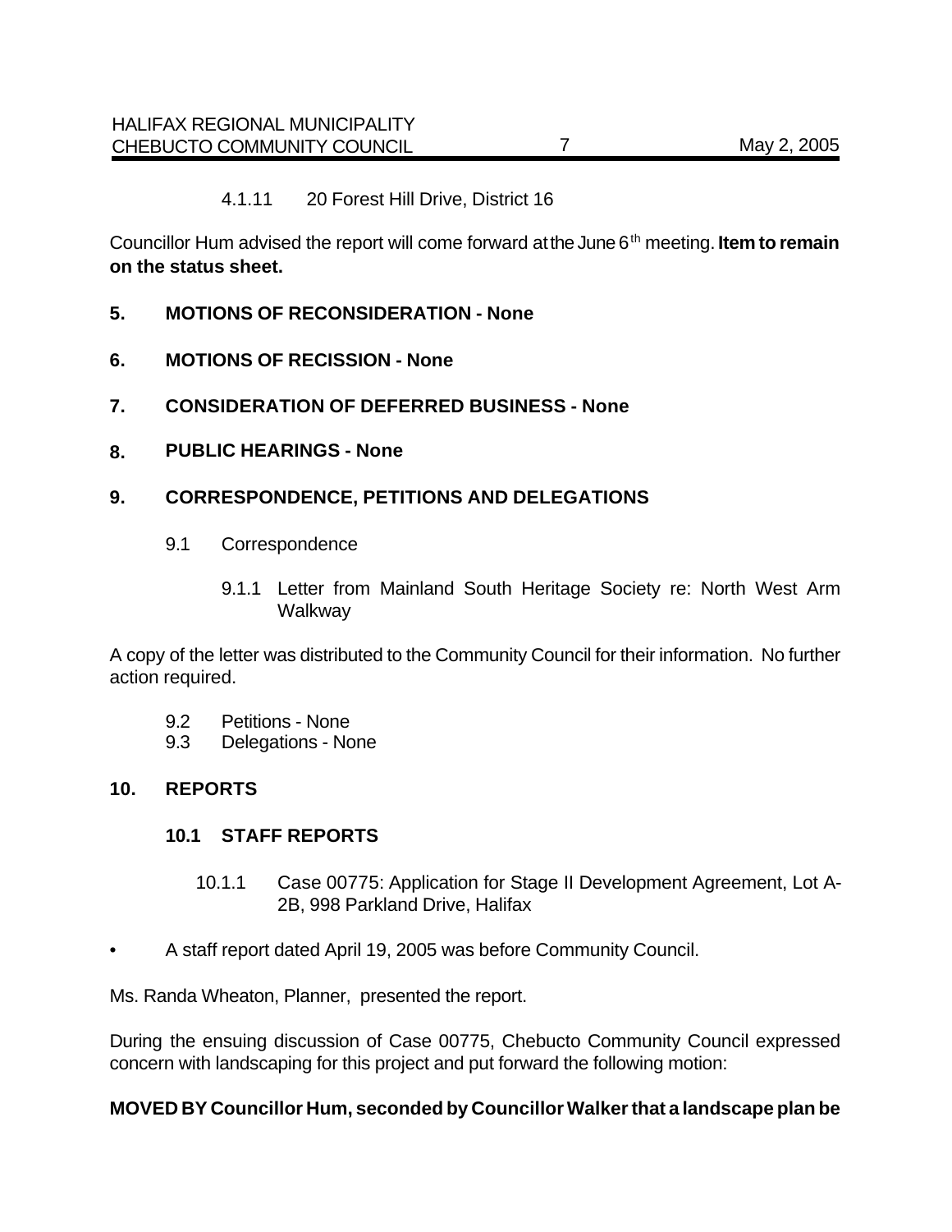4.1.11 20 Forest Hill Drive, District 16

Councillor Hum advised the report will come forward at the June 6th meeting. **Item to remain on the status sheet.**

## 5. MOTIONS OF RECONSIDERATION - None

## 6. MOTIONS OF RECISSION - None

## 7. CONSIDERATION OF DEFERRED BUSINESS - None

## 8. PUBLIC HEARINGS - None

## 9. CORRESPONDENCE, PETITIONS AND DELEGATIONS

9.1 Correspondence

9.1.1 Letter from Mainland South Heritage Society re: North West Arm Walkway

A copy of the letter was distributed to the Community Council for their information. No further action required.

9.2 Petitions - None

9.3 Delegations - None

## 10. REPORTS

### 10.1 STAFF REPORTS

10.1.1 Case 00775: Application for Stage II Development Agreement, Lot A-2B, 998 Parkland Drive, Halifax

- A staff report dated April 19, 2005 was before Community Council.

Ms. Randa Wheaton, Planner, presented the report.

During the ensuing discussion of Case 00775, Chebucto Community Council expressed concern with landscaping for this project and put forward the following motion:

**MOVED BY Councillor Hum, seconded by Councillor Walker that a landscape plan be**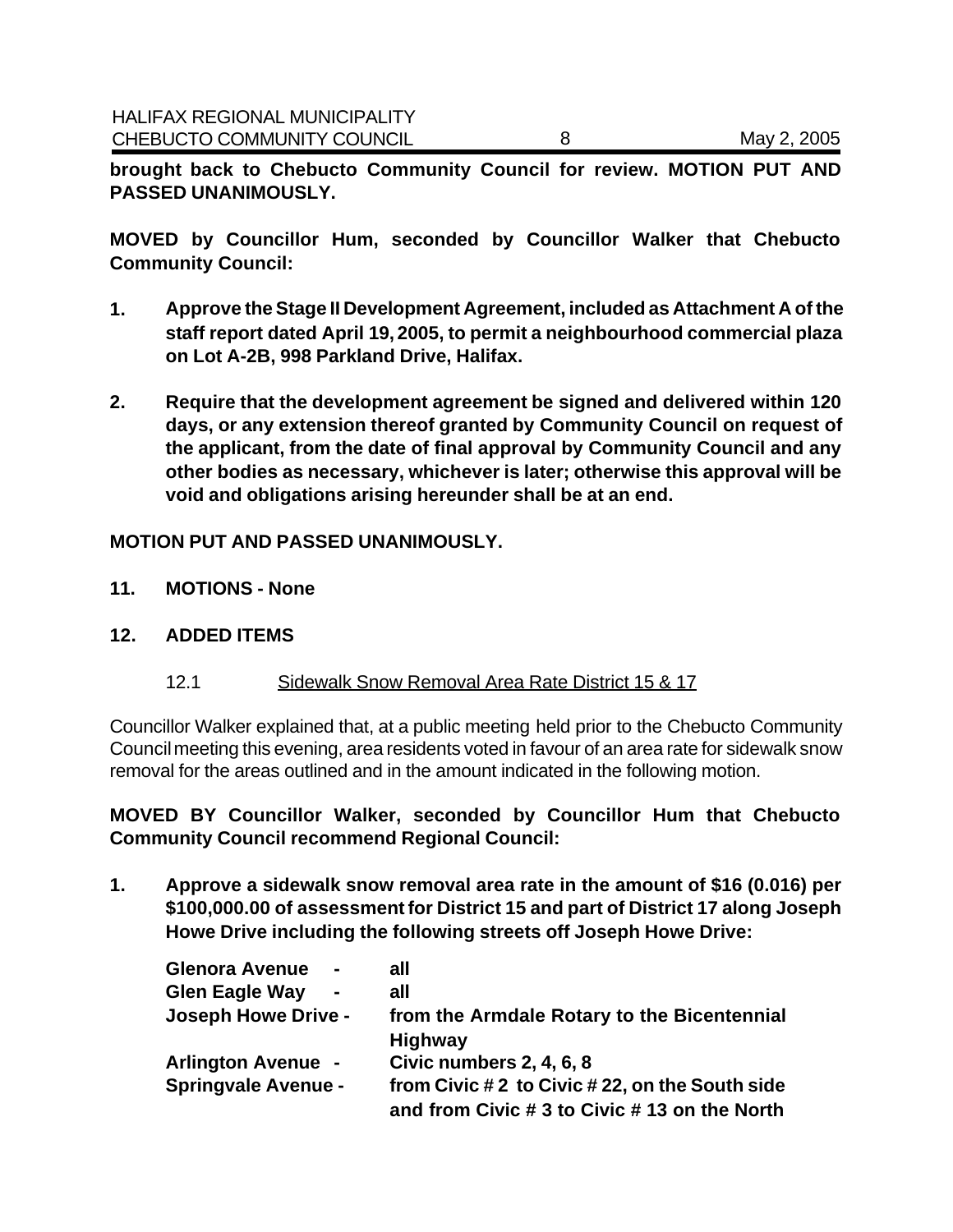**brought back to Chebucto Community Council for review. MOTION PUT AND PASSED UNANIMOUSLY.**

**MOVED by Councillor Hum, seconded by Councillor Walker that Chebucto Community Council:**

1. **Approve the Stage II Development Agreement, included as Attachment A of the staff report dated April 19, 2005, to permit a neighbourhood commercial plaza on Lot A-2B, 998 Parkland Drive, Halifax.**

2. **Require that the development agreement be signed and delivered within 120 days, or any extension thereof granted by Community Council on request of the applicant, from the date of final approval by Community Council and any other bodies as necessary, whichever is later; otherwise this approval will be void and obligations arising hereunder shall be at an end.**

**MOTION PUT AND PASSED UNANIMOUSLY.**

## 11. MOTIONS - None

## 12. ADDED ITEMS

### 12.1 Sidewalk Snow Removal Area Rate District 15 & 17

Councillor Walker explained that, at a public meeting held prior to the Chebucto Community Council meeting this evening, area residents voted in favour of an area rate for sidewalk snow removal for the areas outlined and in the amount indicated in the following motion.

**MOVED BY Councillor Walker, seconded by Councillor Hum that Chebucto Community Council recommend Regional Council:**

1. **Approve a sidewalk snow removal area rate in the amount of $16 (0.016) per $100,000.00 of assessment for District 15 and part of District 17 along Joseph Howe Drive including the following streets off Joseph Howe Drive:**

| | |
|---|---|
| **Glenora Avenue -** | **all** |
| **Glen Eagle Way -** | **all** |
| **Joseph Howe Drive -** | **from the Armdale Rotary to the Bicentennial Highway** |
| **Arlington Avenue -** | **Civic numbers 2, 4, 6, 8** |
| **Springvale Avenue -** | **from Civic # 2 to Civic # 22, on the South side and from Civic # 3 to Civic # 13 on the North** |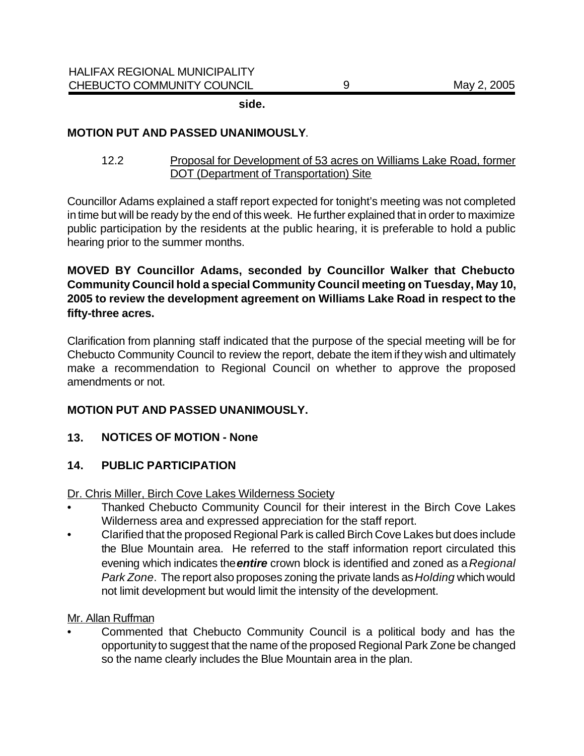**side.**

**MOTION PUT AND PASSED UNANIMOUSLY**.

12.2 Proposal for Development of 53 acres on Williams Lake Road, former DOT (Department of Transportation) Site

Councillor Adams explained a staff report expected for tonight's meeting was not completed in time but will be ready by the end of this week. He further explained that in order to maximize public participation by the residents at the public hearing, it is preferable to hold a public hearing prior to the summer months.

**MOVED BY Councillor Adams, seconded by Councillor Walker that Chebucto Community Council hold a special Community Council meeting on Tuesday, May 10, 2005 to review the development agreement on Williams Lake Road in respect to the fifty-three acres.**

Clarification from planning staff indicated that the purpose of the special meeting will be for Chebucto Community Council to review the report, debate the item if they wish and ultimately make a recommendation to Regional Council on whether to approve the proposed amendments or not.

**MOTION PUT AND PASSED UNANIMOUSLY.**

## 13. NOTICES OF MOTION - None

## 14. PUBLIC PARTICIPATION

Dr. Chris Miller, Birch Cove Lakes Wilderness Society

- Thanked Chebucto Community Council for their interest in the Birch Cove Lakes Wilderness area and expressed appreciation for the staff report.
- Clarified that the proposed Regional Park is called Birch Cove Lakes but does include the Blue Mountain area. He referred to the staff information report circulated this evening which indicates the ***entire*** crown block is identified and zoned as a *Regional Park Zone*. The report also proposes zoning the private lands as *Holding* which would not limit development but would limit the intensity of the development.

Mr. Allan Ruffman

- Commented that Chebucto Community Council is a political body and has the opportunity to suggest that the name of the proposed Regional Park Zone be changed so the name clearly includes the Blue Mountain area in the plan.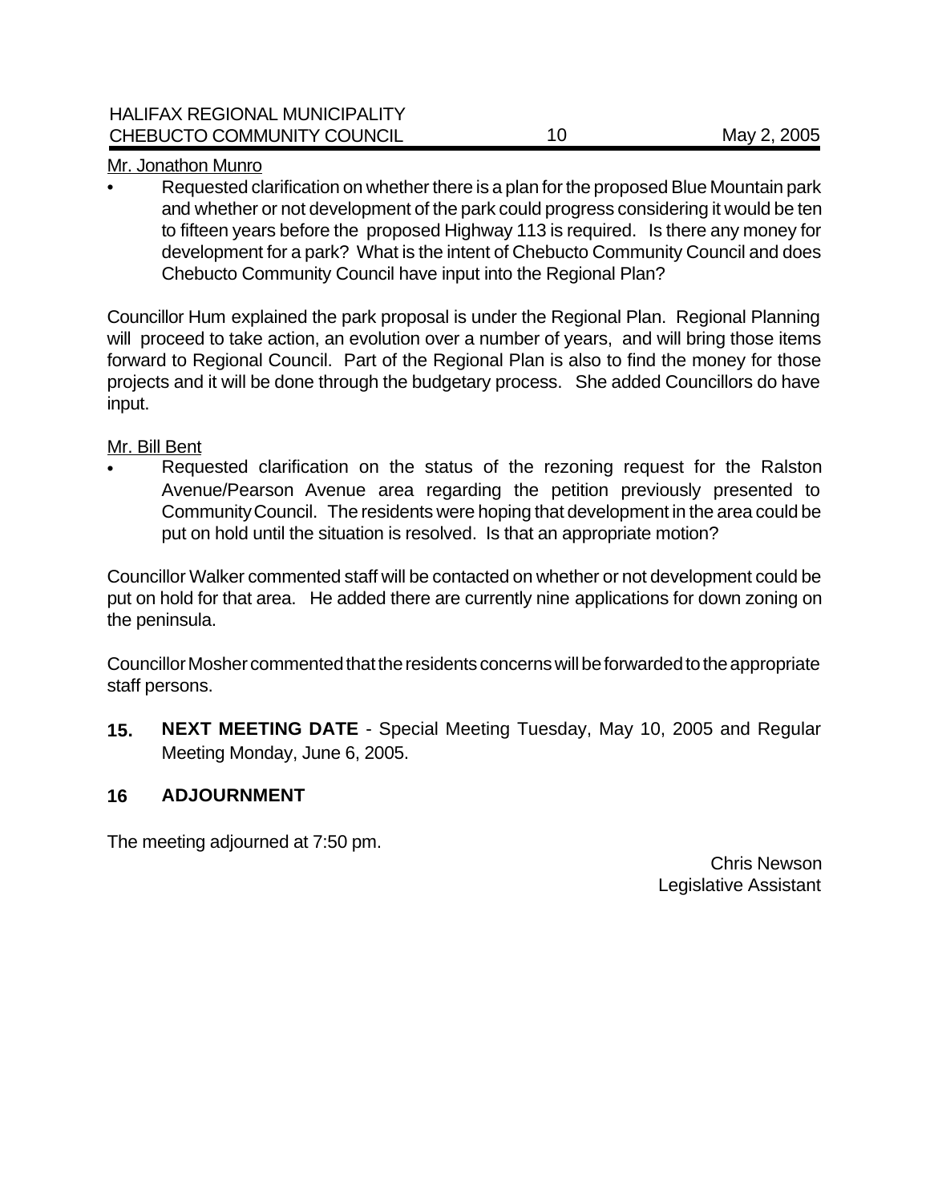Mr. Jonathon Munro

- Requested clarification on whether there is a plan for the proposed Blue Mountain park and whether or not development of the park could progress considering it would be ten to fifteen years before the proposed Highway 113 is required. Is there any money for development for a park? What is the intent of Chebucto Community Council and does Chebucto Community Council have input into the Regional Plan?

Councillor Hum explained the park proposal is under the Regional Plan. Regional Planning will proceed to take action, an evolution over a number of years, and will bring those items forward to Regional Council. Part of the Regional Plan is also to find the money for those projects and it will be done through the budgetary process. She added Councillors do have input.

Mr. Bill Bent

- Requested clarification on the status of the rezoning request for the Ralston Avenue/Pearson Avenue area regarding the petition previously presented to Community Council. The residents were hoping that development in the area could be put on hold until the situation is resolved. Is that an appropriate motion?

Councillor Walker commented staff will be contacted on whether or not development could be put on hold for that area. He added there are currently nine applications for down zoning on the peninsula.

Councillor Mosher commented that the residents concerns will be forwarded to the appropriate staff persons.

**15. NEXT MEETING DATE** - Special Meeting Tuesday, May 10, 2005 and Regular Meeting Monday, June 6, 2005.

**16 ADJOURNMENT**

The meeting adjourned at 7:50 pm.

Chris Newson
Legislative Assistant